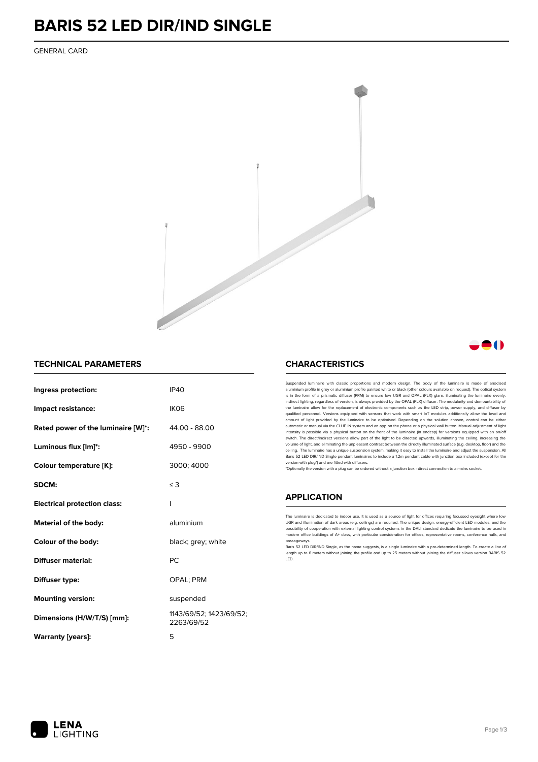# BARIS 52 LED DIR/IND SINGLE

GENERAL CARD

## TECHNICAL PARAMETERS

| | |
|---|---|
| **Ingress protection:** | IP40 |
| **Impact resistance:** | IK06 |
| **Rated power of the luminaire [W]*:** | 44.00 - 88.00 |
| **Luminous flux [lm]*:** | 4950 - 9900 |
| **Colour temperature [K]:** | 3000; 4000 |
| **SDCM:** | ≤ 3 |
| **Electrical protection class:** | I |
| **Material of the body:** | aluminium |
| **Colour of the body:** | black; grey; white |
| **Diffuser material:** | PC |
| **Diffuser type:** | OPAL; PRM |
| **Mounting version:** | suspended |
| **Dimensions (H/W/T/S) [mm]:** | 1143/69/52; 1423/69/52; 2263/69/52 |
| **Warranty [years]:** | 5 |

## CHARACTERISTICS

Suspended luminaire with classic proportions and modern design. The body of the luminaire is made of anodised aluminium profile in grey or aluminium profile painted white or black (other colours available on request). The optical system is in the form of a prismatic diffuser (PRM) to ensure low UGR and OPAL (PLX) glare, illuminating the luminaire evenly. Indirect lighting, regardless of version, is always provided by the OPAL (PLX) diffuser. The modularity and demountability of the luminaire allow for the replacement of electronic components such as the LED strip, power supply, and diffuser by qualified personnel. Versions equipped with sensors that work with smart IoT modules additionally allow the level and amount of light provided by the luminaire to be optimised. Depending on the solution chosen, control can be either automatic or manual via the CLUE IN system and an app on the phone or a physical wall button. Manual adjustment of light intensity is possible via a physical button on the front of the luminaire (in endcap) for versions equipped with an on/off switch. The direct/indirect versions allow part of the light to be directed upwards, illuminating the ceiling, increasing the volume of light, and eliminating the unpleasant contrast between the directly illuminated surface (e.g. desktop, floor) and the ceiling. The luminaire has a unique suspension system, making it easy to install the luminaire and adjust the suspension. All Baris 52 LED DIR/IND Single pendant luminaires to include a 1.2m pendant cable with junction box included (except for the version with plug*) and are fitted with diffusers.

*Optionally the version with a plug can be ordered without a junction box - direct connection to a mains socket.

## APPLICATION

The luminaire is dedicated to indoor use. It is used as a source of light for offices requiring focussed eyesight where low UGR and illumination of dark areas (e.g. ceilings) are required. The unique design, energy-efficient LED modules, and the possibility of cooperation with external lighting control systems in the DALI standard dedicate the luminaire to be used in modern office buildings of A+ class, with particular consideration for offices, representative rooms, conference halls, and passageways.

Baris 52 LED DIR/IND Single, as the name suggests, is a single luminaire with a pre-determined length. To create a line of length up to 6 meters without joining the profile and up to 25 meters without joining the diffuser allows version BARIS 52 LED.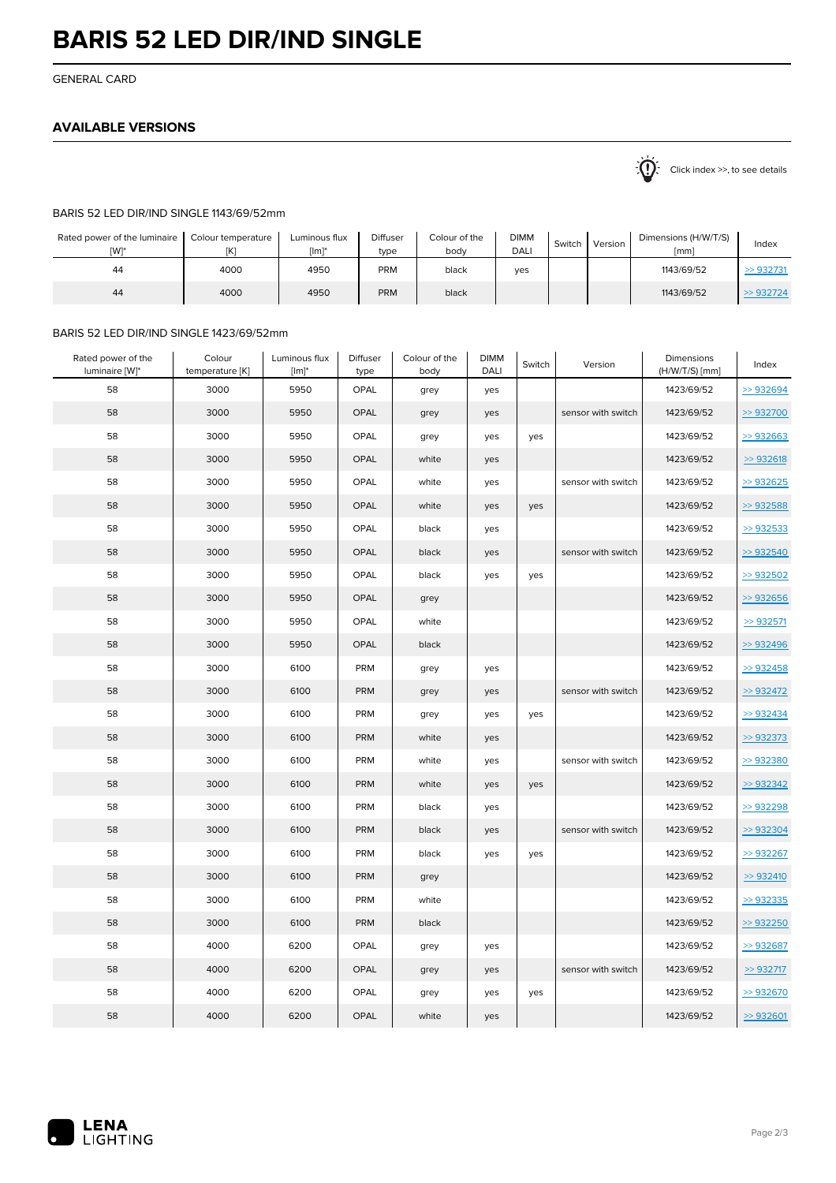# BARIS 52 LED DIR/IND SINGLE

GENERAL CARD

## AVAILABLE VERSIONS

Click index >>, to see details

BARIS 52 LED DIR/IND SINGLE 1143/69/52mm

| Rated power of the luminaire [W]* | Colour temperature [K] | Luminous flux [lm]* | Diffuser type | Colour of the body | DIMM DALI | Switch | Version | Dimensions (H/W/T/S) [mm] | Index |
|---|---|---|---|---|---|---|---|---|---|
| 44 | 4000 | 4950 | PRM | black | yes | | | 1143/69/52 | >> 932731 |
| 44 | 4000 | 4950 | PRM | black | | | | 1143/69/52 | >> 932724 |

BARIS 52 LED DIR/IND SINGLE 1423/69/52mm

| Rated power of the luminaire [W]* | Colour temperature [K] | Luminous flux [lm]* | Diffuser type | Colour of the body | DIMM DALI | Switch | Version | Dimensions (H/W/T/S) [mm] | Index |
|---|---|---|---|---|---|---|---|---|---|
| 58 | 3000 | 5950 | OPAL | grey | yes | | | 1423/69/52 | >> 932694 |
| 58 | 3000 | 5950 | OPAL | grey | yes | | sensor with switch | 1423/69/52 | >> 932700 |
| 58 | 3000 | 5950 | OPAL | grey | yes | yes | | 1423/69/52 | >> 932663 |
| 58 | 3000 | 5950 | OPAL | white | yes | | | 1423/69/52 | >> 932618 |
| 58 | 3000 | 5950 | OPAL | white | yes | | sensor with switch | 1423/69/52 | >> 932625 |
| 58 | 3000 | 5950 | OPAL | white | yes | yes | | 1423/69/52 | >> 932588 |
| 58 | 3000 | 5950 | OPAL | black | yes | | | 1423/69/52 | >> 932533 |
| 58 | 3000 | 5950 | OPAL | black | yes | | sensor with switch | 1423/69/52 | >> 932540 |
| 58 | 3000 | 5950 | OPAL | black | yes | yes | | 1423/69/52 | >> 932502 |
| 58 | 3000 | 5950 | OPAL | grey | | | | 1423/69/52 | >> 932656 |
| 58 | 3000 | 5950 | OPAL | white | | | | 1423/69/52 | >> 932571 |
| 58 | 3000 | 5950 | OPAL | black | | | | 1423/69/52 | >> 932496 |
| 58 | 3000 | 6100 | PRM | grey | yes | | | 1423/69/52 | >> 932458 |
| 58 | 3000 | 6100 | PRM | grey | yes | | sensor with switch | 1423/69/52 | >> 932472 |
| 58 | 3000 | 6100 | PRM | grey | yes | yes | | 1423/69/52 | >> 932434 |
| 58 | 3000 | 6100 | PRM | white | yes | | | 1423/69/52 | >> 932373 |
| 58 | 3000 | 6100 | PRM | white | yes | | sensor with switch | 1423/69/52 | >> 932380 |
| 58 | 3000 | 6100 | PRM | white | yes | yes | | 1423/69/52 | >> 932342 |
| 58 | 3000 | 6100 | PRM | black | yes | | | 1423/69/52 | >> 932298 |
| 58 | 3000 | 6100 | PRM | black | yes | | sensor with switch | 1423/69/52 | >> 932304 |
| 58 | 3000 | 6100 | PRM | black | yes | yes | | 1423/69/52 | >> 932267 |
| 58 | 3000 | 6100 | PRM | grey | | | | 1423/69/52 | >> 932410 |
| 58 | 3000 | 6100 | PRM | white | | | | 1423/69/52 | >> 932335 |
| 58 | 3000 | 6100 | PRM | black | | | | 1423/69/52 | >> 932250 |
| 58 | 4000 | 6200 | OPAL | grey | yes | | | 1423/69/52 | >> 932687 |
| 58 | 4000 | 6200 | OPAL | grey | yes | | sensor with switch | 1423/69/52 | >> 932717 |
| 58 | 4000 | 6200 | OPAL | grey | yes | yes | | 1423/69/52 | >> 932670 |
| 58 | 4000 | 6200 | OPAL | white | yes | | | 1423/69/52 | >> 932601 |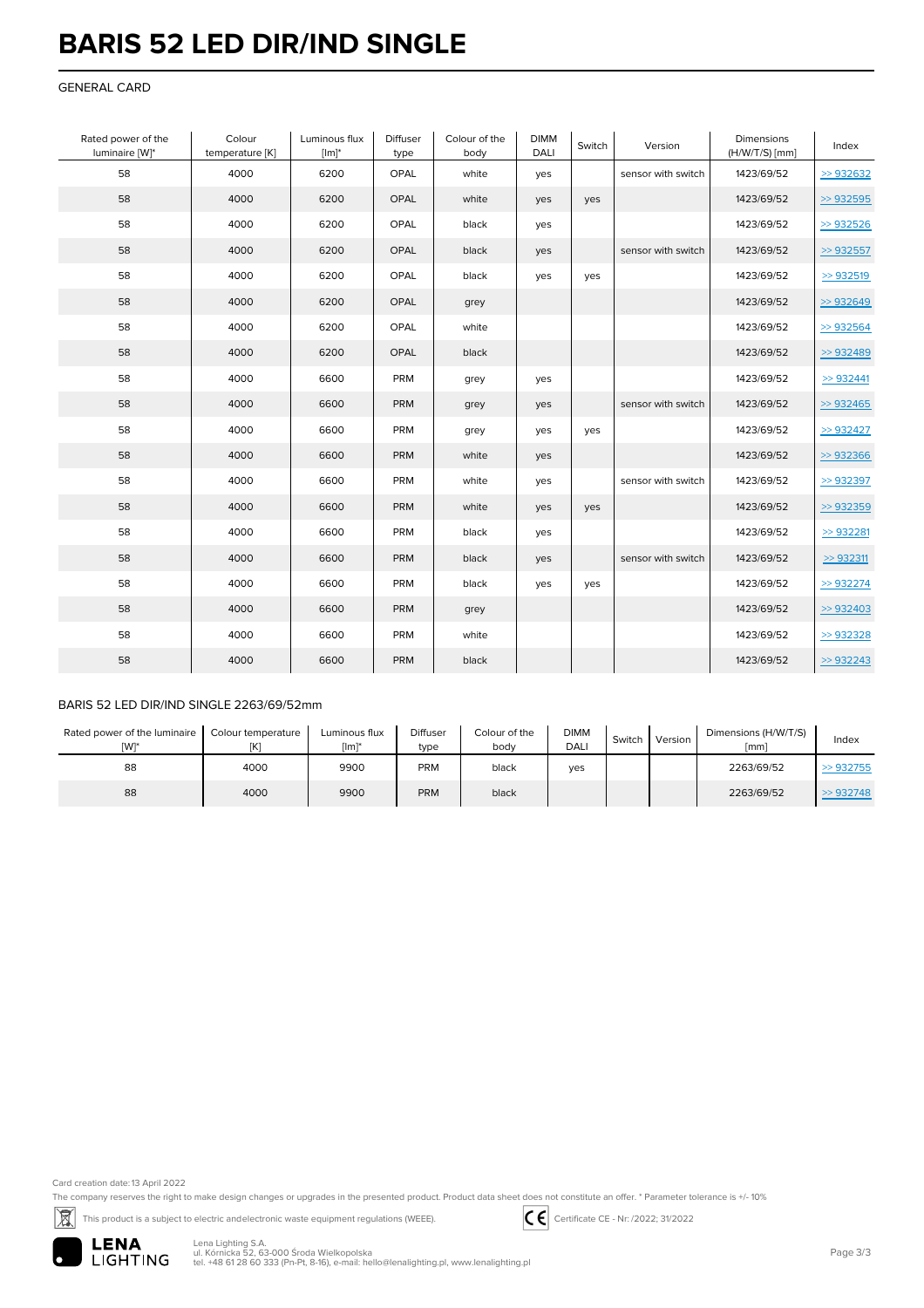# BARIS 52 LED DIR/IND SINGLE

GENERAL CARD

| Rated power of the luminaire [W]* | Colour temperature [K] | Luminous flux [lm]* | Diffuser type | Colour of the body | DIMM DALI | Switch | Version | Dimensions (H/W/T/S) [mm] | Index |
|---|---|---|---|---|---|---|---|---|---|
| 58 | 4000 | 6200 | OPAL | white | yes | | sensor with switch | 1423/69/52 | >> 932632 |
| 58 | 4000 | 6200 | OPAL | white | yes | yes | | 1423/69/52 | >> 932595 |
| 58 | 4000 | 6200 | OPAL | black | yes | | | 1423/69/52 | >> 932526 |
| 58 | 4000 | 6200 | OPAL | black | yes | | sensor with switch | 1423/69/52 | >> 932557 |
| 58 | 4000 | 6200 | OPAL | black | yes | yes | | 1423/69/52 | >> 932519 |
| 58 | 4000 | 6200 | OPAL | grey | | | | 1423/69/52 | >> 932649 |
| 58 | 4000 | 6200 | OPAL | white | | | | 1423/69/52 | >> 932564 |
| 58 | 4000 | 6200 | OPAL | black | | | | 1423/69/52 | >> 932489 |
| 58 | 4000 | 6600 | PRM | grey | yes | | | 1423/69/52 | >> 932441 |
| 58 | 4000 | 6600 | PRM | grey | yes | | sensor with switch | 1423/69/52 | >> 932465 |
| 58 | 4000 | 6600 | PRM | grey | yes | yes | | 1423/69/52 | >> 932427 |
| 58 | 4000 | 6600 | PRM | white | yes | | | 1423/69/52 | >> 932366 |
| 58 | 4000 | 6600 | PRM | white | yes | | sensor with switch | 1423/69/52 | >> 932397 |
| 58 | 4000 | 6600 | PRM | white | yes | yes | | 1423/69/52 | >> 932359 |
| 58 | 4000 | 6600 | PRM | black | yes | | | 1423/69/52 | >> 932281 |
| 58 | 4000 | 6600 | PRM | black | yes | | sensor with switch | 1423/69/52 | >> 932311 |
| 58 | 4000 | 6600 | PRM | black | yes | yes | | 1423/69/52 | >> 932274 |
| 58 | 4000 | 6600 | PRM | grey | | | | 1423/69/52 | >> 932403 |
| 58 | 4000 | 6600 | PRM | white | | | | 1423/69/52 | >> 932328 |
| 58 | 4000 | 6600 | PRM | black | | | | 1423/69/52 | >> 932243 |

BARIS 52 LED DIR/IND SINGLE 2263/69/52mm

| Rated power of the luminaire [W]* | Colour temperature [K] | Luminous flux [lm]* | Diffuser type | Colour of the body | DIMM DALI | Switch | Version | Dimensions (H/W/T/S) [mm] | Index |
|---|---|---|---|---|---|---|---|---|---|
| 88 | 4000 | 9900 | PRM | black | yes | | | 2263/69/52 | >> 932755 |
| 88 | 4000 | 9900 | PRM | black | | | | 2263/69/52 | >> 932748 |

Card creation date: 13 April 2022

The company reserves the right to make design changes or upgrades in the presented product. Product data sheet does not constitute an offer. * Parameter tolerance is +/- 10%

This product is a subject to electric andelectronic waste equipment regulations (WEEE).

Certificate CE - Nr: /2022; 31/2022

LENA LIGHTING

Lena Lighting S.A.
ul. Kórnicka 52, 63-000 Środa Wielkopolska
tel. +48 61 28 60 333 (Pn-Pt, 8-16), e-mail: hello@lenalighting.pl, www.lenalighting.pl